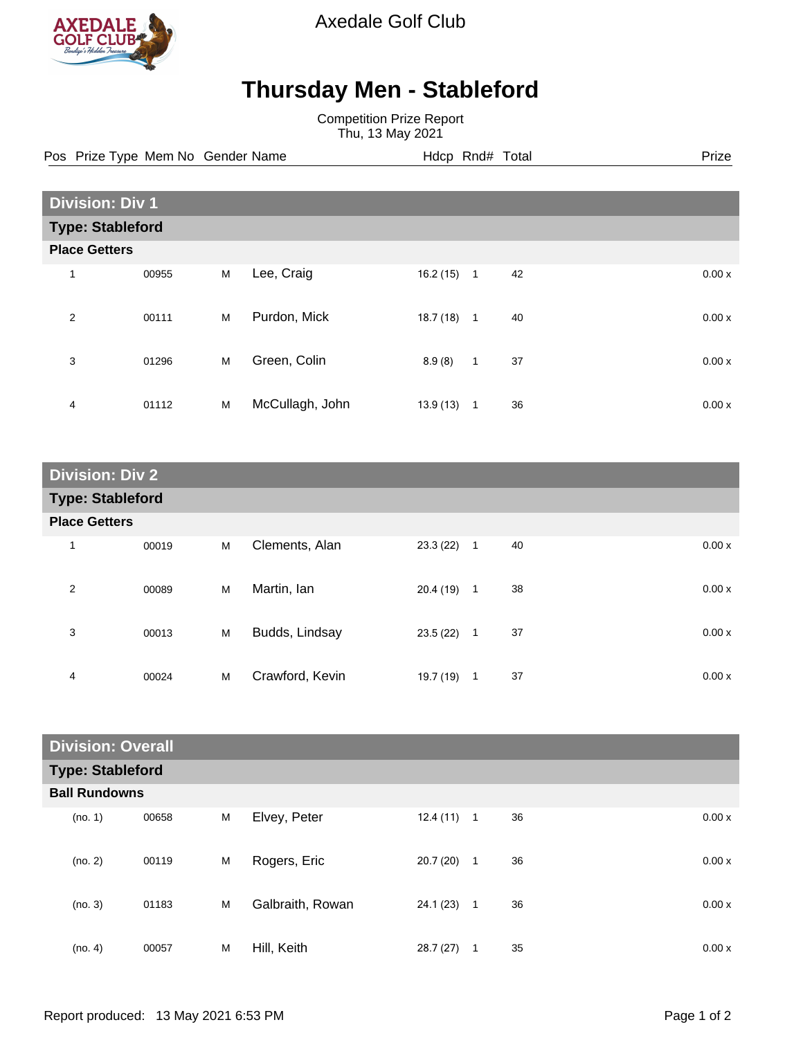Axedale Golf Club

# Thursday Men - Stableford

Competition Prize Report
Thu, 13 May 2021

## Division: Div 1

### Type: Stableford

**Place Getters**

| Pos | Prize Type | Mem No | Gender | Name | Hdcp | Rnd# | Total | Prize |
|---|---|---|---|---|---|---|---|---|
| 1 | | 00955 | M | Lee, Craig | 16.2 (15) | 1 | 42 | 0.00 x |
| 2 | | 00111 | M | Purdon, Mick | 18.7 (18) | 1 | 40 | 0.00 x |
| 3 | | 01296 | M | Green, Colin | 8.9 (8) | 1 | 37 | 0.00 x |
| 4 | | 01112 | M | McCullagh, John | 13.9 (13) | 1 | 36 | 0.00 x |

## Division: Div 2

### Type: Stableford

**Place Getters**

| Pos | Prize Type | Mem No | Gender | Name | Hdcp | Rnd# | Total | Prize |
|---|---|---|---|---|---|---|---|---|
| 1 | | 00019 | M | Clements, Alan | 23.3 (22) | 1 | 40 | 0.00 x |
| 2 | | 00089 | M | Martin, Ian | 20.4 (19) | 1 | 38 | 0.00 x |
| 3 | | 00013 | M | Budds, Lindsay | 23.5 (22) | 1 | 37 | 0.00 x |
| 4 | | 00024 | M | Crawford, Kevin | 19.7 (19) | 1 | 37 | 0.00 x |

## Division: Overall

### Type: Stableford

**Ball Rundowns**

| Pos | Prize Type | Mem No | Gender | Name | Hdcp | Rnd# | Total | Prize |
|---|---|---|---|---|---|---|---|---|
| (no. 1) | | 00658 | M | Elvey, Peter | 12.4 (11) | 1 | 36 | 0.00 x |
| (no. 2) | | 00119 | M | Rogers, Eric | 20.7 (20) | 1 | 36 | 0.00 x |
| (no. 3) | | 01183 | M | Galbraith, Rowan | 24.1 (23) | 1 | 36 | 0.00 x |
| (no. 4) | | 00057 | M | Hill, Keith | 28.7 (27) | 1 | 35 | 0.00 x |

Report produced: 13 May 2021 6:53 PM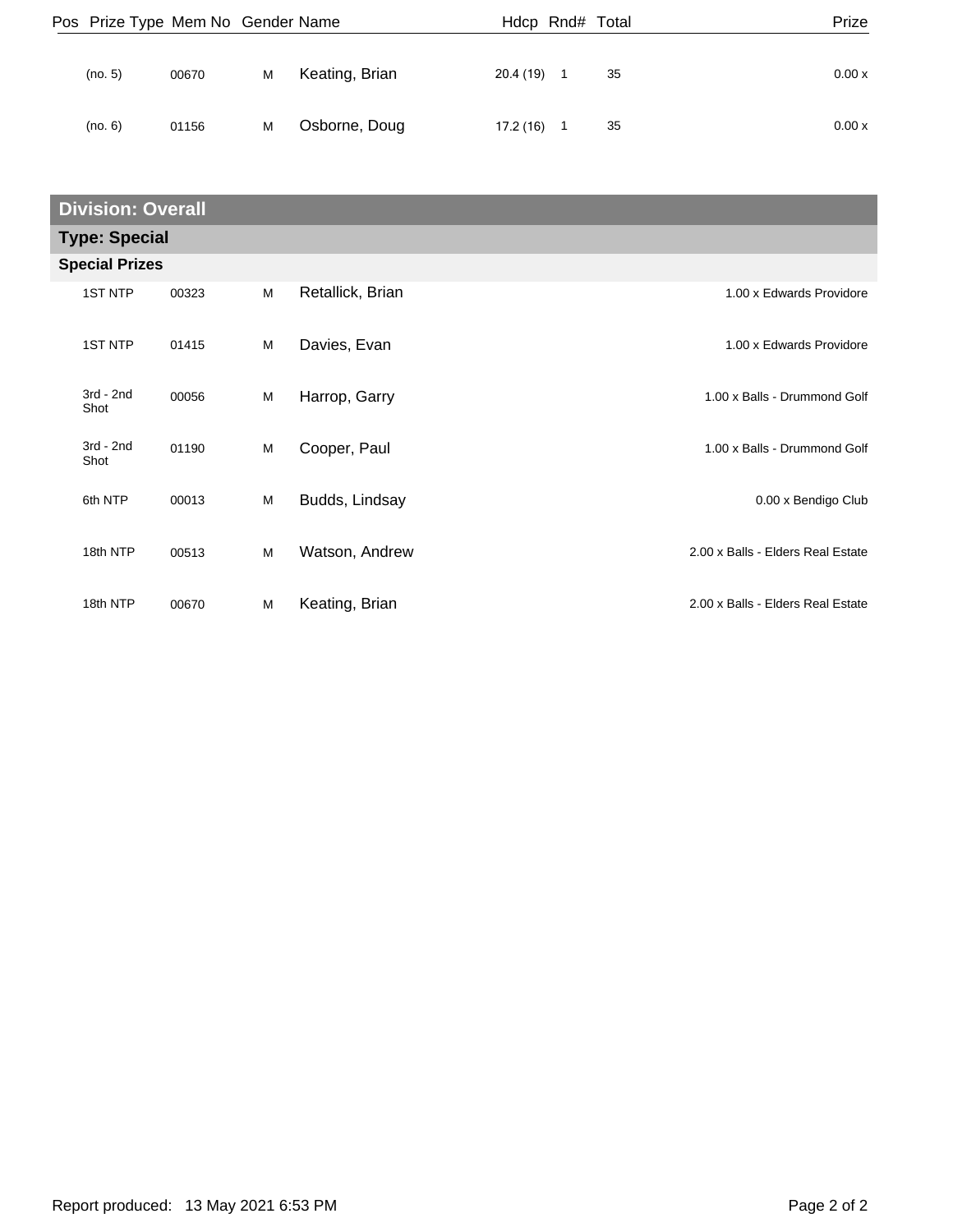| Pos | Prize Type | Mem No | Gender | Name | Hdcp | Rnd# | Total | Prize |
|---|---|---|---|---|---|---|---|---|
| (no. 5) | | 00670 | M | Keating, Brian | 20.4 (19) | 1 | 35 | 0.00 x |
| (no. 6) | | 01156 | M | Osborne, Doug | 17.2 (16) | 1 | 35 | 0.00 x |

## Division: Overall

### Type: Special

#### Special Prizes

| | | | | |
|---|---|---|---|---|
| 1ST NTP | 00323 | M | Retallick, Brian | 1.00 x Edwards Providore |
| 1ST NTP | 01415 | M | Davies, Evan | 1.00 x Edwards Providore |
| 3rd - 2nd Shot | 00056 | M | Harrop, Garry | 1.00 x Balls - Drummond Golf |
| 3rd - 2nd Shot | 01190 | M | Cooper, Paul | 1.00 x Balls - Drummond Golf |
| 6th NTP | 00013 | M | Budds, Lindsay | 0.00 x Bendigo Club |
| 18th NTP | 00513 | M | Watson, Andrew | 2.00 x Balls - Elders Real Estate |
| 18th NTP | 00670 | M | Keating, Brian | 2.00 x Balls - Elders Real Estate |

Report produced: 13 May 2021 6:53 PM